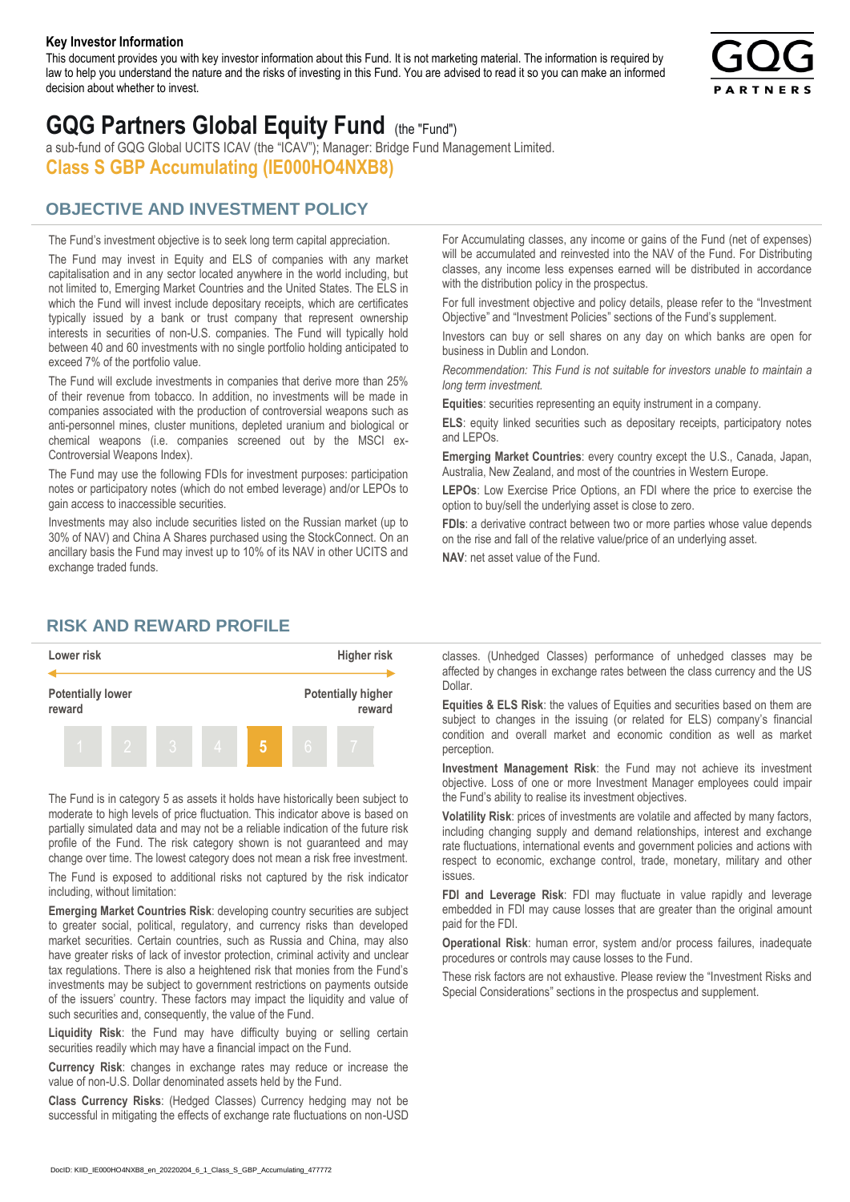**Key Investor Information**

This document provides you with key investor information about this Fund. It is not marketing material. The information is required by law to help you understand the nature and the risks of investing in this Fund. You are advised to read it so you can make an informed decision about whether to invest.

# GQG Partners Global Equity Fund (the "Fund")

a sub-fund of GQG Global UCITS ICAV (the "ICAV"); Manager: Bridge Fund Management Limited.

**Class S GBP Accumulating (IE000HO4NXB8)**

## OBJECTIVE AND INVESTMENT POLICY

The Fund's investment objective is to seek long term capital appreciation.

The Fund may invest in Equity and ELS of companies with any market capitalisation and in any sector located anywhere in the world including, but not limited to, Emerging Market Countries and the United States. The ELS in which the Fund will invest include depositary receipts, which are certificates typically issued by a bank or trust company that represent ownership interests in securities of non-U.S. companies. The Fund will typically hold between 40 and 60 investments with no single portfolio holding anticipated to exceed 7% of the portfolio value.

The Fund will exclude investments in companies that derive more than 25% of their revenue from tobacco. In addition, no investments will be made in companies associated with the production of controversial weapons such as anti-personnel mines, cluster munitions, depleted uranium and biological or chemical weapons (i.e. companies screened out by the MSCI ex-Controversial Weapons Index).

The Fund may use the following FDIs for investment purposes: participation notes or participatory notes (which do not embed leverage) and/or LEPOs to gain access to inaccessible securities.

Investments may also include securities listed on the Russian market (up to 30% of NAV) and China A Shares purchased using the StockConnect. On an ancillary basis the Fund may invest up to 10% of its NAV in other UCITS and exchange traded funds.

For Accumulating classes, any income or gains of the Fund (net of expenses) will be accumulated and reinvested into the NAV of the Fund. For Distributing classes, any income less expenses earned will be distributed in accordance with the distribution policy in the prospectus.

For full investment objective and policy details, please refer to the "Investment Objective" and "Investment Policies" sections of the Fund's supplement.

Investors can buy or sell shares on any day on which banks are open for business in Dublin and London.

*Recommendation: This Fund is not suitable for investors unable to maintain a long term investment.*

**Equities**: securities representing an equity instrument in a company.

**ELS**: equity linked securities such as depositary receipts, participatory notes and LEPOs.

**Emerging Market Countries**: every country except the U.S., Canada, Japan, Australia, New Zealand, and most of the countries in Western Europe.

**LEPOs**: Low Exercise Price Options, an FDI where the price to exercise the option to buy/sell the underlying asset is close to zero.

**FDIs**: a derivative contract between two or more parties whose value depends on the rise and fall of the relative value/price of an underlying asset.

**NAV**: net asset value of the Fund.

## RISK AND REWARD PROFILE

| Lower risk | | | | | | Higher risk |
|---|---|---|---|---|---|---|
| Potentially lower reward | | | | | | Potentially higher reward |
| 1 | 2 | 3 | 4 | **5** | 6 | 7 |

The Fund is in category 5 as assets it holds have historically been subject to moderate to high levels of price fluctuation. This indicator above is based on partially simulated data and may not be a reliable indication of the future risk profile of the Fund. The risk category shown is not guaranteed and may change over time. The lowest category does not mean a risk free investment.

The Fund is exposed to additional risks not captured by the risk indicator including, without limitation:

**Emerging Market Countries Risk**: developing country securities are subject to greater social, political, regulatory, and currency risks than developed market securities. Certain countries, such as Russia and China, may also have greater risks of lack of investor protection, criminal activity and unclear tax regulations. There is also a heightened risk that monies from the Fund's investments may be subject to government restrictions on payments outside of the issuers' country. These factors may impact the liquidity and value of such securities and, consequently, the value of the Fund.

**Liquidity Risk**: the Fund may have difficulty buying or selling certain securities readily which may have a financial impact on the Fund.

**Currency Risk**: changes in exchange rates may reduce or increase the value of non-U.S. Dollar denominated assets held by the Fund.

**Class Currency Risks**: (Hedged Classes) Currency hedging may not be successful in mitigating the effects of exchange rate fluctuations on non-USD classes. (Unhedged Classes) performance of unhedged classes may be affected by changes in exchange rates between the class currency and the US Dollar.

**Equities & ELS Risk**: the values of Equities and securities based on them are subject to changes in the issuing (or related for ELS) company's financial condition and overall market and economic condition as well as market perception.

**Investment Management Risk**: the Fund may not achieve its investment objective. Loss of one or more Investment Manager employees could impair the Fund's ability to realise its investment objectives.

**Volatility Risk**: prices of investments are volatile and affected by many factors, including changing supply and demand relationships, interest and exchange rate fluctuations, international events and government policies and actions with respect to economic, exchange control, trade, monetary, military and other issues.

**FDI and Leverage Risk**: FDI may fluctuate in value rapidly and leverage embedded in FDI may cause losses that are greater than the original amount paid for the FDI.

**Operational Risk**: human error, system and/or process failures, inadequate procedures or controls may cause losses to the Fund.

These risk factors are not exhaustive. Please review the "Investment Risks and Special Considerations" sections in the prospectus and supplement.

DocID: KIID_IE000HO4NXB8_en_20220204_6_1_Class_S_GBP_Accumulating_477772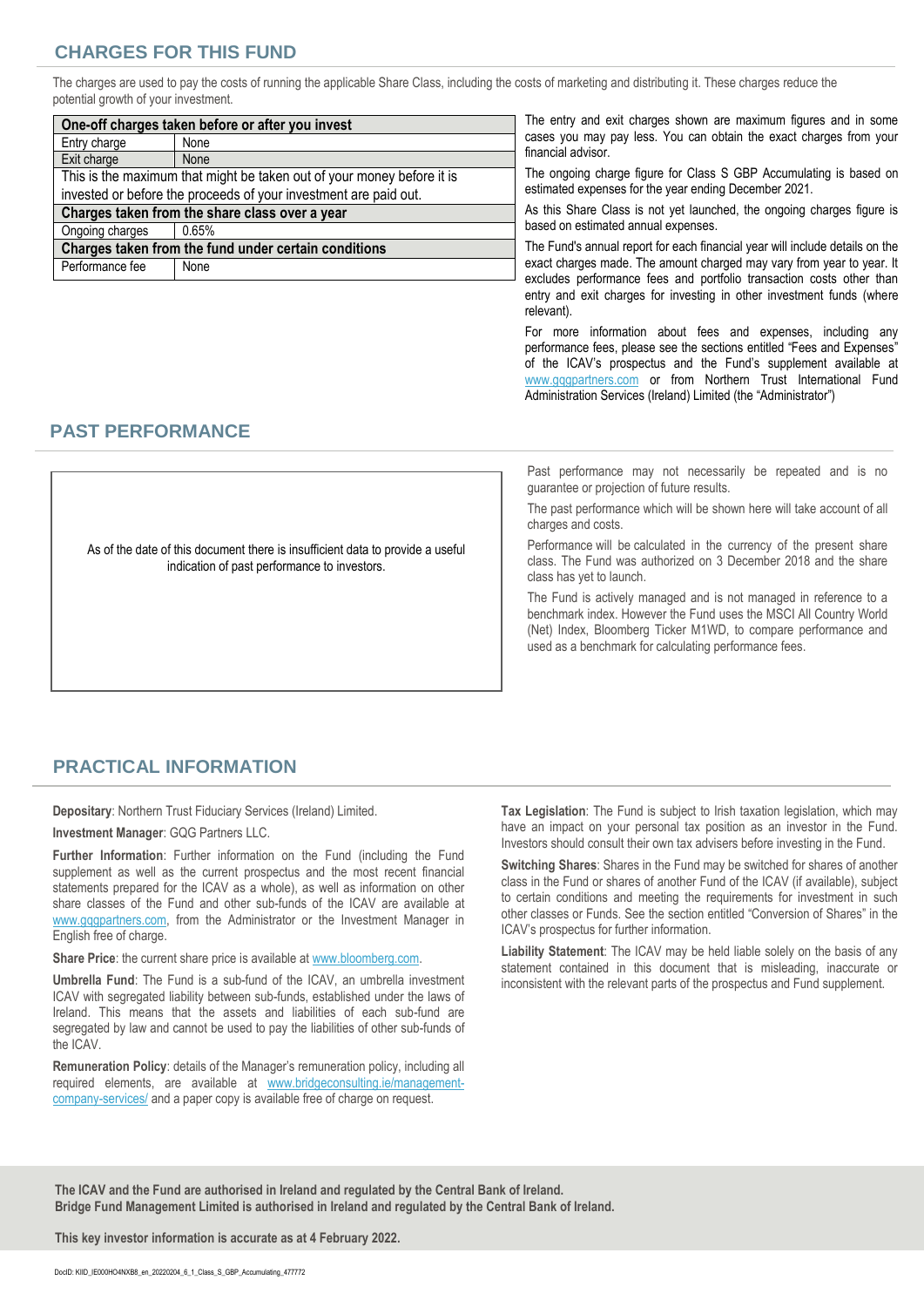## CHARGES FOR THIS FUND

The charges are used to pay the costs of running the applicable Share Class, including the costs of marketing and distributing it. These charges reduce the potential growth of your investment.

| One-off charges taken before or after you invest | |
|---|---|
| Entry charge | None |
| Exit charge | None |
| This is the maximum that might be taken out of your money before it is invested or before the proceeds of your investment are paid out. | |
| **Charges taken from the share class over a year** | |
| Ongoing charges | 0.65% |
| **Charges taken from the fund under certain conditions** | |
| Performance fee | None |

The entry and exit charges shown are maximum figures and in some cases you may pay less. You can obtain the exact charges from your financial advisor.

The ongoing charge figure for Class S GBP Accumulating is based on estimated expenses for the year ending December 2021.

As this Share Class is not yet launched, the ongoing charges figure is based on estimated annual expenses.

The Fund's annual report for each financial year will include details on the exact charges made. The amount charged may vary from year to year. It excludes performance fees and portfolio transaction costs other than entry and exit charges for investing in other investment funds (where relevant).

For more information about fees and expenses, including any performance fees, please see the sections entitled "Fees and Expenses" of the ICAV's prospectus and the Fund's supplement available at www.gqgpartners.com or from Northern Trust International Fund Administration Services (Ireland) Limited (the "Administrator")

## PAST PERFORMANCE

As of the date of this document there is insufficient data to provide a useful indication of past performance to investors.

Past performance may not necessarily be repeated and is no guarantee or projection of future results.

The past performance which will be shown here will take account of all charges and costs.

Performance will be calculated in the currency of the present share class. The Fund was authorized on 3 December 2018 and the share class has yet to launch.

The Fund is actively managed and is not managed in reference to a benchmark index. However the Fund uses the MSCI All Country World (Net) Index, Bloomberg Ticker M1WD, to compare performance and used as a benchmark for calculating performance fees.

## PRACTICAL INFORMATION

**Depositary**: Northern Trust Fiduciary Services (Ireland) Limited.

**Investment Manager**: GQG Partners LLC.

**Further Information**: Further information on the Fund (including the Fund supplement as well as the current prospectus and the most recent financial statements prepared for the ICAV as a whole), as well as information on other share classes of the Fund and other sub-funds of the ICAV are available at www.gqgpartners.com, from the Administrator or the Investment Manager in English free of charge.

**Share Price**: the current share price is available at www.bloomberg.com.

**Umbrella Fund**: The Fund is a sub-fund of the ICAV, an umbrella investment ICAV with segregated liability between sub-funds, established under the laws of Ireland. This means that the assets and liabilities of each sub-fund are segregated by law and cannot be used to pay the liabilities of other sub-funds of the ICAV.

**Remuneration Policy**: details of the Manager's remuneration policy, including all required elements, are available at www.bridgeconsulting.ie/management-company-services/ and a paper copy is available free of charge on request.

**Tax Legislation**: The Fund is subject to Irish taxation legislation, which may have an impact on your personal tax position as an investor in the Fund. Investors should consult their own tax advisers before investing in the Fund.

**Switching Shares**: Shares in the Fund may be switched for shares of another class in the Fund or shares of another Fund of the ICAV (if available), subject to certain conditions and meeting the requirements for investment in such other classes or Funds. See the section entitled "Conversion of Shares" in the ICAV's prospectus for further information.

**Liability Statement**: The ICAV may be held liable solely on the basis of any statement contained in this document that is misleading, inaccurate or inconsistent with the relevant parts of the prospectus and Fund supplement.

**The ICAV and the Fund are authorised in Ireland and regulated by the Central Bank of Ireland.**
**Bridge Fund Management Limited is authorised in Ireland and regulated by the Central Bank of Ireland.**

**This key investor information is accurate as at 4 February 2022.**

DocID: KIID_IE000HO4NXB8_en_20220204_6_1_Class_S_GBP_Accumulating_477772